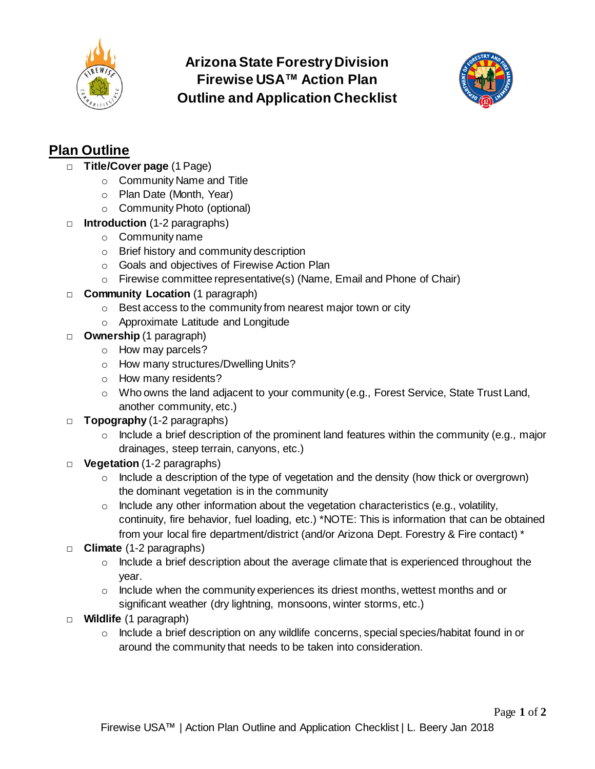# Arizona State Forestry Division
# Firewise USA™ Action Plan
# Outline and Application Checklist

## Plan Outline

- ☐ **Title/Cover page** (1 Page)
  - Community Name and Title
  - Plan Date (Month, Year)
  - Community Photo (optional)
- ☐ **Introduction** (1-2 paragraphs)
  - Community name
  - Brief history and community description
  - Goals and objectives of Firewise Action Plan
  - Firewise committee representative(s) (Name, Email and Phone of Chair)
- ☐ **Community Location** (1 paragraph)
  - Best access to the community from nearest major town or city
  - Approximate Latitude and Longitude
- ☐ **Ownership** (1 paragraph)
  - How may parcels?
  - How many structures/Dwelling Units?
  - How many residents?
  - Who owns the land adjacent to your community (e.g., Forest Service, State Trust Land, another community, etc.)
- ☐ **Topography** (1-2 paragraphs)
  - Include a brief description of the prominent land features within the community (e.g., major drainages, steep terrain, canyons, etc.)
- ☐ **Vegetation** (1-2 paragraphs)
  - Include a description of the type of vegetation and the density (how thick or overgrown) the dominant vegetation is in the community
  - Include any other information about the vegetation characteristics (e.g., volatility, continuity, fire behavior, fuel loading, etc.) *NOTE: This is information that can be obtained from your local fire department/district (and/or Arizona Dept. Forestry & Fire contact) *
- ☐ **Climate** (1-2 paragraphs)
  - Include a brief description about the average climate that is experienced throughout the year.
  - Include when the community experiences its driest months, wettest months and or significant weather (dry lightning, monsoons, winter storms, etc.)
- ☐ **Wildlife** (1 paragraph)
  - Include a brief description on any wildlife concerns, special species/habitat found in or around the community that needs to be taken into consideration.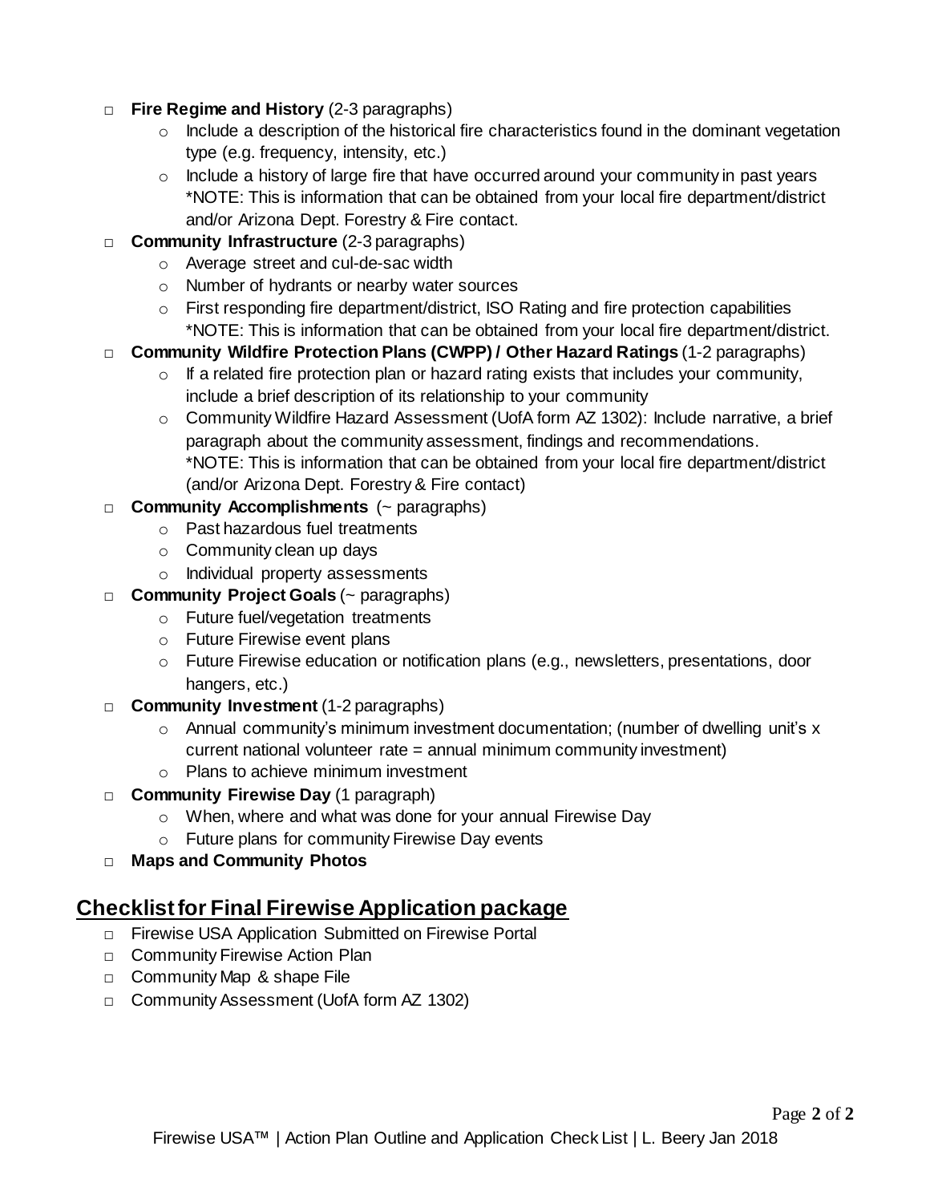- □ **Fire Regime and History** (2-3 paragraphs)
  - o Include a description of the historical fire characteristics found in the dominant vegetation type (e.g. frequency, intensity, etc.)
  - o Include a history of large fire that have occurred around your community in past years *NOTE: This is information that can be obtained from your local fire department/district and/or Arizona Dept. Forestry & Fire contact.
- □ **Community Infrastructure** (2-3 paragraphs)
  - o Average street and cul-de-sac width
  - o Number of hydrants or nearby water sources
  - o First responding fire department/district, ISO Rating and fire protection capabilities *NOTE: This is information that can be obtained from your local fire department/district.
- □ **Community Wildfire Protection Plans (CWPP) / Other Hazard Ratings** (1-2 paragraphs)
  - o If a related fire protection plan or hazard rating exists that includes your community, include a brief description of its relationship to your community
  - o Community Wildfire Hazard Assessment (UofA form AZ 1302): Include narrative, a brief paragraph about the community assessment, findings and recommendations. *NOTE: This is information that can be obtained from your local fire department/district (and/or Arizona Dept. Forestry & Fire contact)
- □ **Community Accomplishments** (~ paragraphs)
  - o Past hazardous fuel treatments
  - o Community clean up days
  - o Individual property assessments
- □ **Community Project Goals** (~ paragraphs)
  - o Future fuel/vegetation treatments
  - o Future Firewise event plans
  - o Future Firewise education or notification plans (e.g., newsletters, presentations, door hangers, etc.)
- □ **Community Investment** (1-2 paragraphs)
  - o Annual community's minimum investment documentation; (number of dwelling unit's x current national volunteer rate = annual minimum community investment)
  - o Plans to achieve minimum investment
- □ **Community Firewise Day** (1 paragraph)
  - o When, where and what was done for your annual Firewise Day
  - o Future plans for community Firewise Day events
- □ **Maps and Community Photos**

## Checklist for Final Firewise Application package

- □ Firewise USA Application Submitted on Firewise Portal
- □ Community Firewise Action Plan
- □ Community Map & shape File
- □ Community Assessment (UofA form AZ 1302)